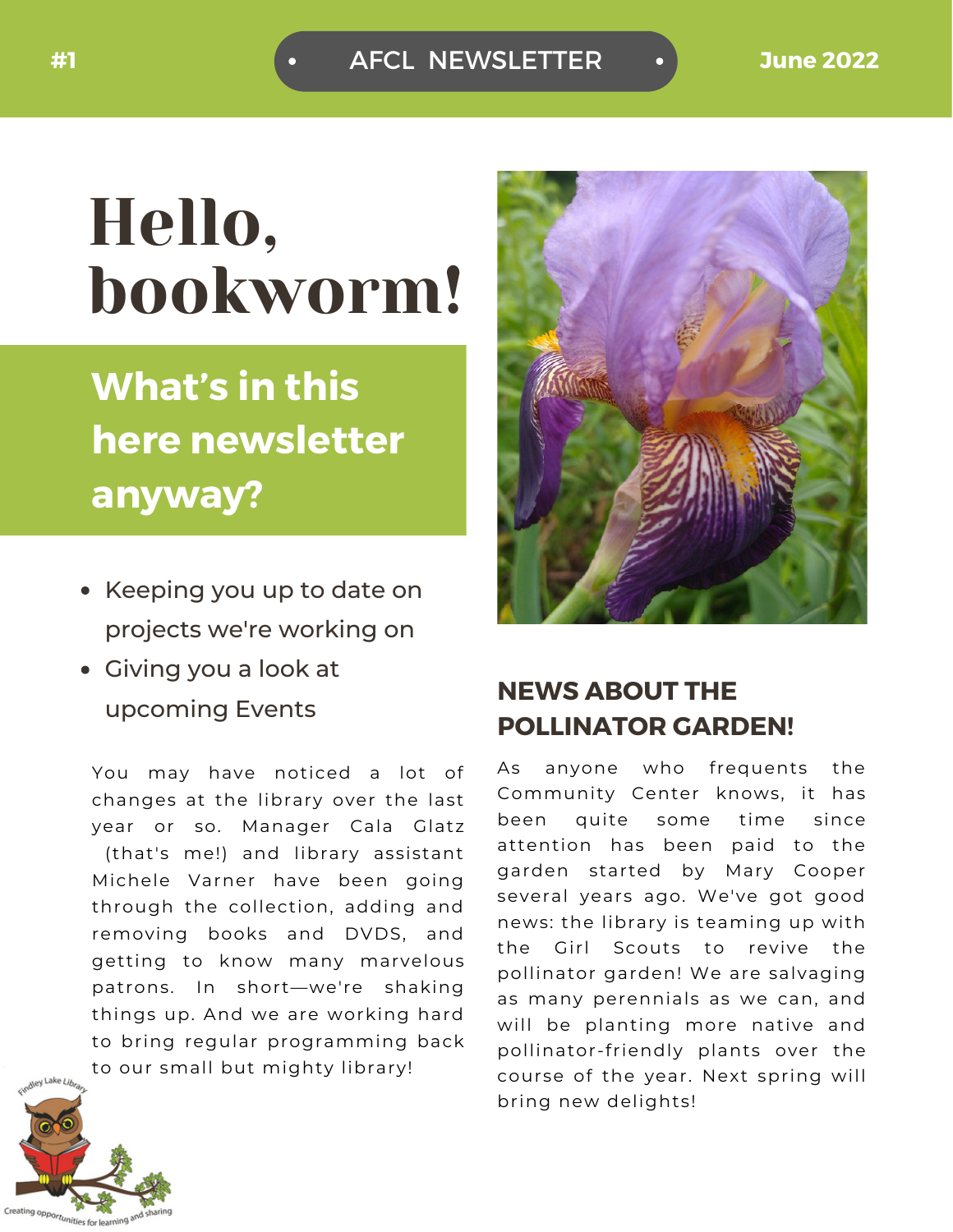#1 • AFCL NEWSLETTER • June 2022

# Hello, bookworm!

## What's in this here newsletter anyway?

- Keeping you up to date on projects we're working on
- Giving you a look at upcoming Events

You may have noticed a lot of changes at the library over the last year or so. Manager Cala Glatz (that's me!) and library assistant Michele Varner have been going through the collection, adding and removing books and DVDS, and getting to know many marvelous patrons. In short—we're shaking things up. And we are working hard to bring regular programming back to our small but mighty library!

Findley Lake Library

Creating opportunities for learning and sharing

## NEWS ABOUT THE POLLINATOR GARDEN!

As anyone who frequents the Community Center knows, it has been quite some time since attention has been paid to the garden started by Mary Cooper several years ago. We've got good news: the library is teaming up with the Girl Scouts to revive the pollinator garden! We are salvaging as many perennials as we can, and will be planting more native and pollinator-friendly plants over the course of the year. Next spring will bring new delights!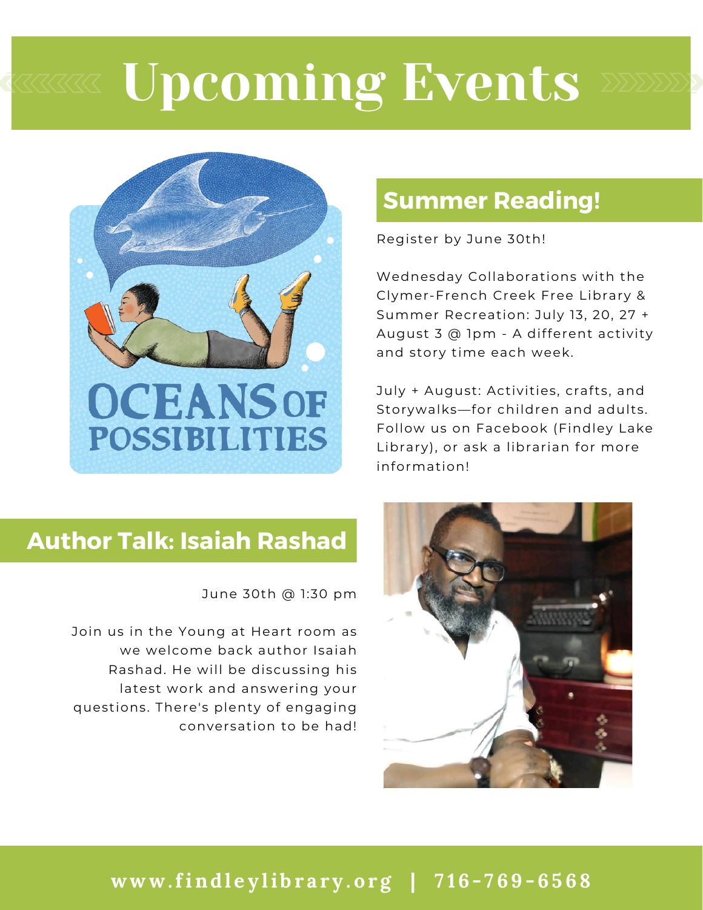# Upcoming Events

## Summer Reading!

Register by June 30th!

Wednesday Collaborations with the Clymer-French Creek Free Library & Summer Recreation: July 13, 20, 27 + August 3 @ 1pm - A different activity and story time each week.

July + August: Activities, crafts, and Storywalks—for children and adults. Follow us on Facebook (Findley Lake Library), or ask a librarian for more information!

## Author Talk: Isaiah Rashad

June 30th @ 1:30 pm

Join us in the Young at Heart room as we welcome back author Isaiah Rashad. He will be discussing his latest work and answering your questions. There's plenty of engaging conversation to be had!

www.findleylibrary.org | 716-769-6568